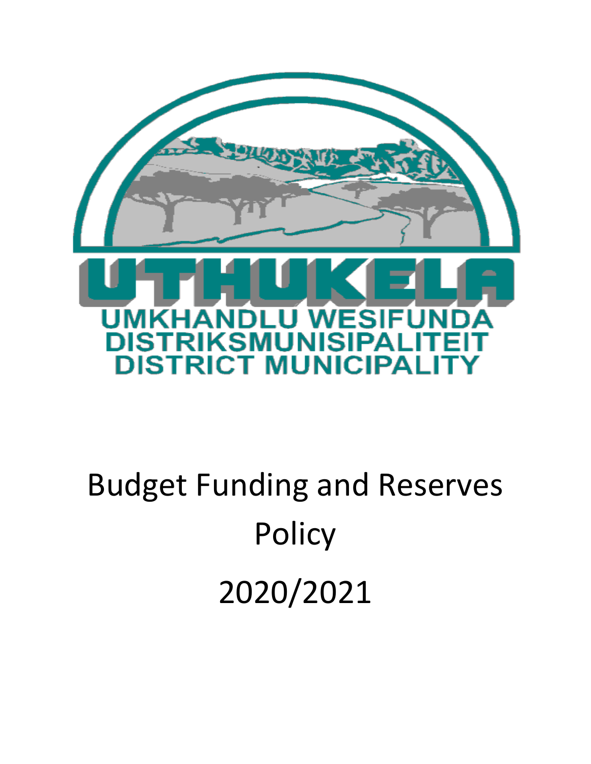UTHUKELA

UMKHANDLU WESIFUNDA
DISTRIKSMUNISIPALITEIT
DISTRICT MUNICIPALITY

# Budget Funding and Reserves Policy

# 2020/2021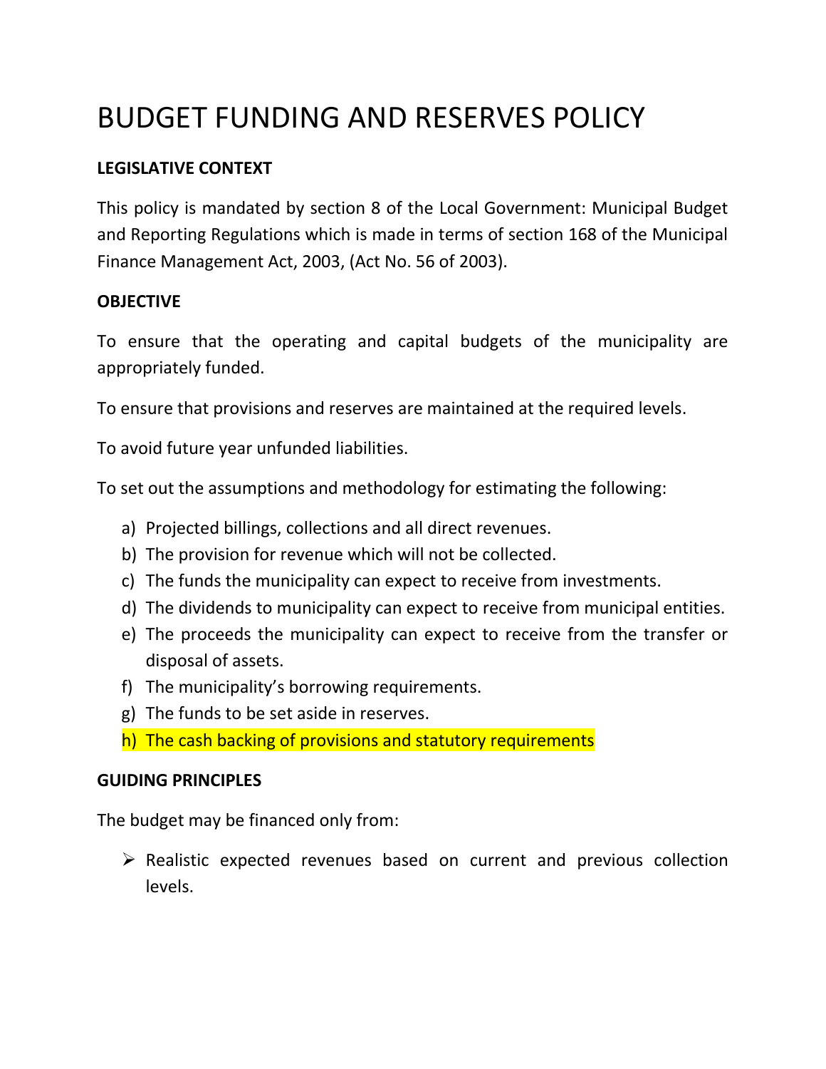# BUDGET FUNDING AND RESERVES POLICY

**LEGISLATIVE CONTEXT**

This policy is mandated by section 8 of the Local Government: Municipal Budget and Reporting Regulations which is made in terms of section 168 of the Municipal Finance Management Act, 2003, (Act No. 56 of 2003).

**OBJECTIVE**

To ensure that the operating and capital budgets of the municipality are appropriately funded.

To ensure that provisions and reserves are maintained at the required levels.

To avoid future year unfunded liabilities.

To set out the assumptions and methodology for estimating the following:

a) Projected billings, collections and all direct revenues.
b) The provision for revenue which will not be collected.
c) The funds the municipality can expect to receive from investments.
d) The dividends to municipality can expect to receive from municipal entities.
e) The proceeds the municipality can expect to receive from the transfer or disposal of assets.
f) The municipality's borrowing requirements.
g) The funds to be set aside in reserves.
h) The cash backing of provisions and statutory requirements

**GUIDING PRINCIPLES**

The budget may be financed only from:

- Realistic expected revenues based on current and previous collection levels.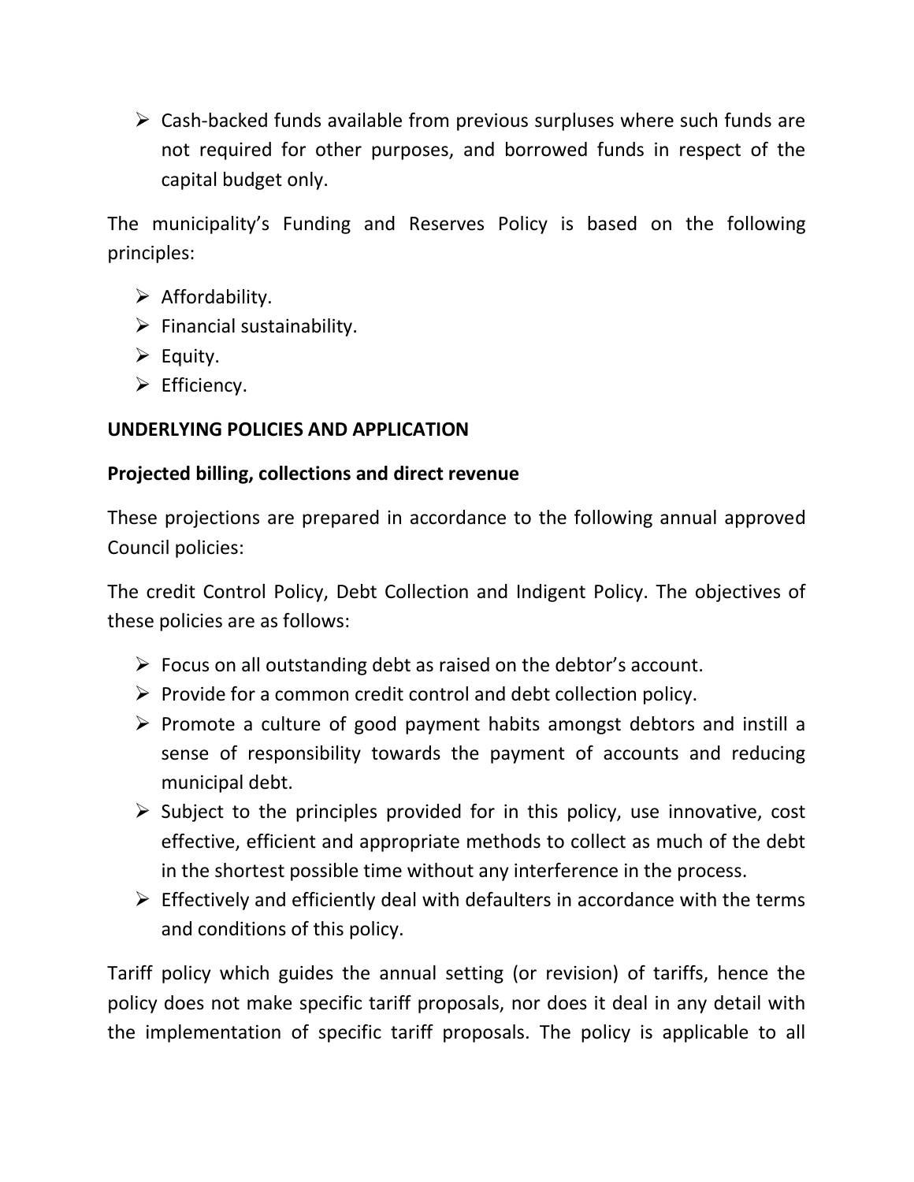- Cash-backed funds available from previous surpluses where such funds are not required for other purposes, and borrowed funds in respect of the capital budget only.

The municipality's Funding and Reserves Policy is based on the following principles:

- Affordability.
- Financial sustainability.
- Equity.
- Efficiency.

**UNDERLYING POLICIES AND APPLICATION**

**Projected billing, collections and direct revenue**

These projections are prepared in accordance to the following annual approved Council policies:

The credit Control Policy, Debt Collection and Indigent Policy. The objectives of these policies are as follows:

- Focus on all outstanding debt as raised on the debtor's account.
- Provide for a common credit control and debt collection policy.
- Promote a culture of good payment habits amongst debtors and instill a sense of responsibility towards the payment of accounts and reducing municipal debt.
- Subject to the principles provided for in this policy, use innovative, cost effective, efficient and appropriate methods to collect as much of the debt in the shortest possible time without any interference in the process.
- Effectively and efficiently deal with defaulters in accordance with the terms and conditions of this policy.

Tariff policy which guides the annual setting (or revision) of tariffs, hence the policy does not make specific tariff proposals, nor does it deal in any detail with the implementation of specific tariff proposals. The policy is applicable to all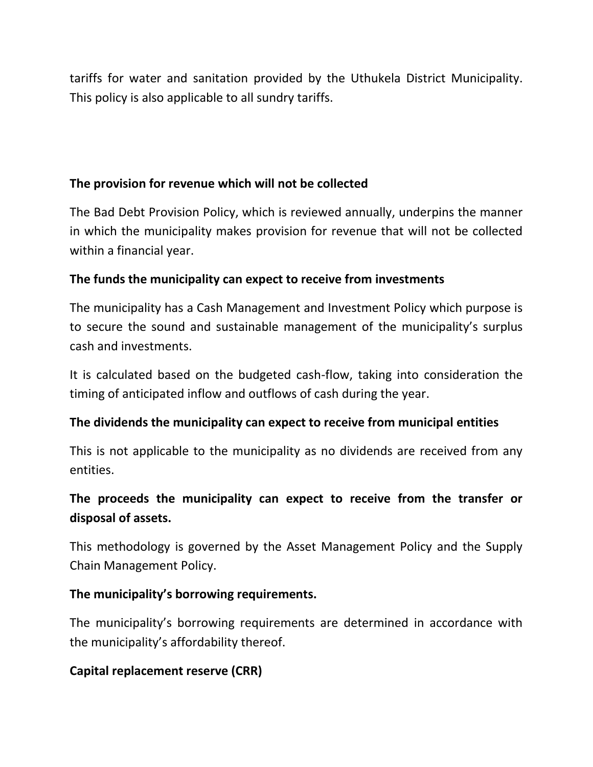tariffs for water and sanitation provided by the Uthukela District Municipality. This policy is also applicable to all sundry tariffs.

**The provision for revenue which will not be collected**

The Bad Debt Provision Policy, which is reviewed annually, underpins the manner in which the municipality makes provision for revenue that will not be collected within a financial year.

**The funds the municipality can expect to receive from investments**

The municipality has a Cash Management and Investment Policy which purpose is to secure the sound and sustainable management of the municipality's surplus cash and investments.

It is calculated based on the budgeted cash-flow, taking into consideration the timing of anticipated inflow and outflows of cash during the year.

**The dividends the municipality can expect to receive from municipal entities**

This is not applicable to the municipality as no dividends are received from any entities.

**The proceeds the municipality can expect to receive from the transfer or disposal of assets.**

This methodology is governed by the Asset Management Policy and the Supply Chain Management Policy.

**The municipality's borrowing requirements.**

The municipality's borrowing requirements are determined in accordance with the municipality's affordability thereof.

**Capital replacement reserve (CRR)**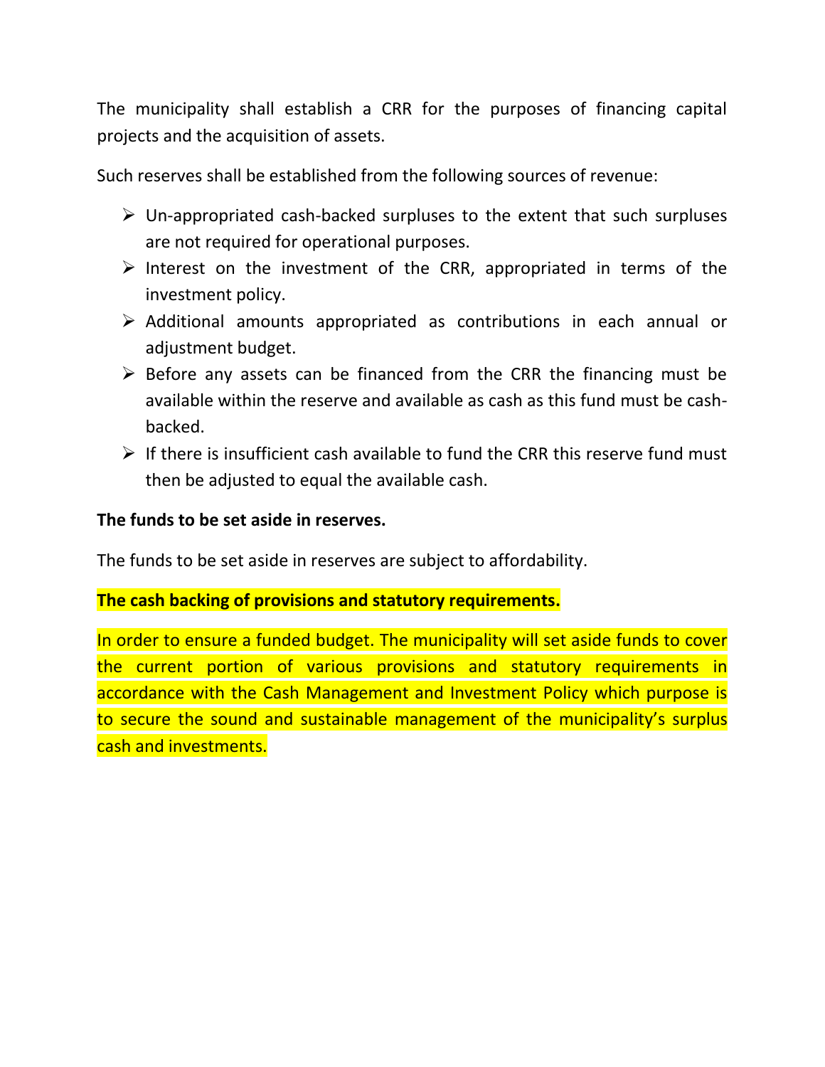The municipality shall establish a CRR for the purposes of financing capital projects and the acquisition of assets.

Such reserves shall be established from the following sources of revenue:

- Un-appropriated cash-backed surpluses to the extent that such surpluses are not required for operational purposes.
- Interest on the investment of the CRR, appropriated in terms of the investment policy.
- Additional amounts appropriated as contributions in each annual or adjustment budget.
- Before any assets can be financed from the CRR the financing must be available within the reserve and available as cash as this fund must be cash-backed.
- If there is insufficient cash available to fund the CRR this reserve fund must then be adjusted to equal the available cash.

**The funds to be set aside in reserves.**

The funds to be set aside in reserves are subject to affordability.

**The cash backing of provisions and statutory requirements.**

In order to ensure a funded budget. The municipality will set aside funds to cover the current portion of various provisions and statutory requirements in accordance with the Cash Management and Investment Policy which purpose is to secure the sound and sustainable management of the municipality's surplus cash and investments.